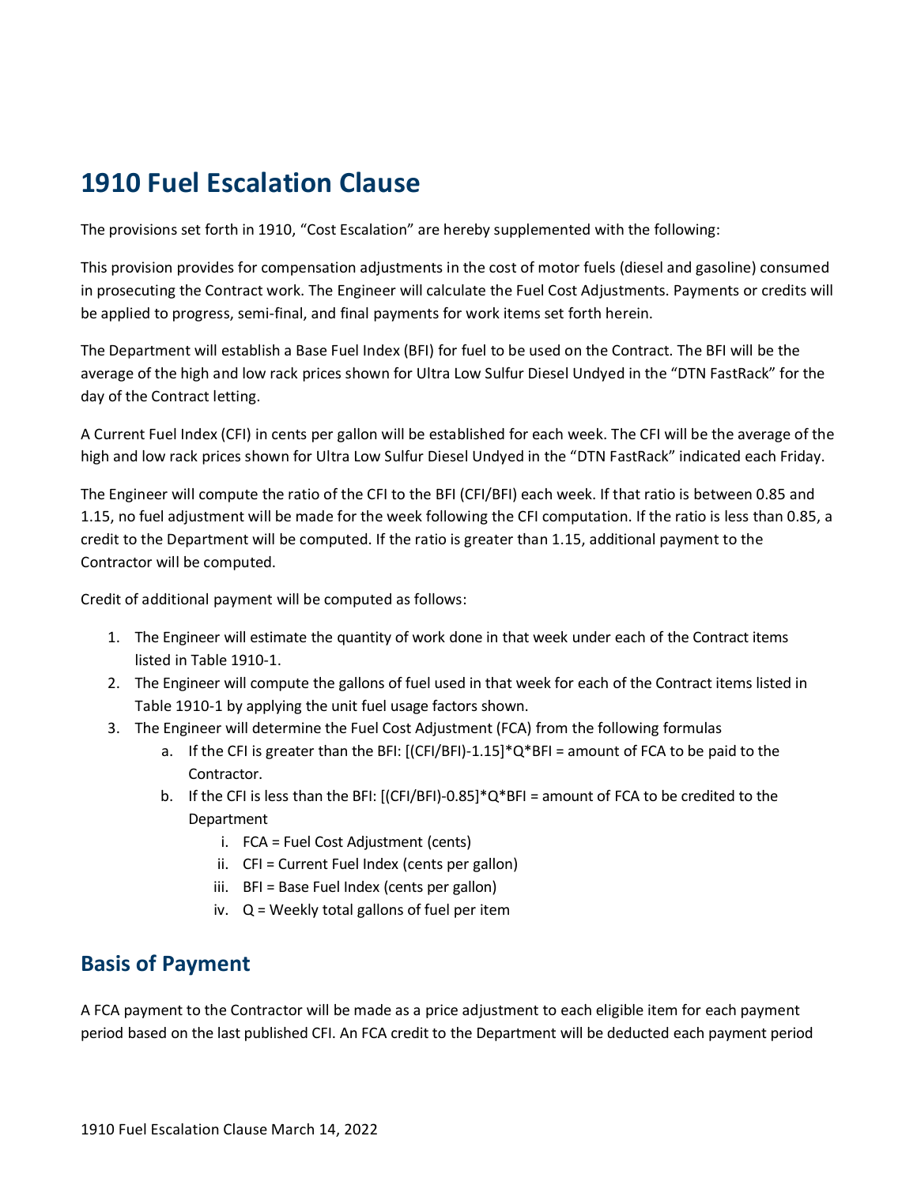# 1910 Fuel Escalation Clause

The provisions set forth in 1910, "Cost Escalation" are hereby supplemented with the following:

This provision provides for compensation adjustments in the cost of motor fuels (diesel and gasoline) consumed in prosecuting the Contract work. The Engineer will calculate the Fuel Cost Adjustments. Payments or credits will be applied to progress, semi-final, and final payments for work items set forth herein.

The Department will establish a Base Fuel Index (BFI) for fuel to be used on the Contract. The BFI will be the average of the high and low rack prices shown for Ultra Low Sulfur Diesel Undyed in the "DTN FastRack" for the day of the Contract letting.

A Current Fuel Index (CFI) in cents per gallon will be established for each week. The CFI will be the average of the high and low rack prices shown for Ultra Low Sulfur Diesel Undyed in the "DTN FastRack" indicated each Friday.

The Engineer will compute the ratio of the CFI to the BFI (CFI/BFI) each week. If that ratio is between 0.85 and 1.15, no fuel adjustment will be made for the week following the CFI computation. If the ratio is less than 0.85, a credit to the Department will be computed. If the ratio is greater than 1.15, additional payment to the Contractor will be computed.

Credit of additional payment will be computed as follows:

1. The Engineer will estimate the quantity of work done in that week under each of the Contract items listed in Table 1910-1.
2. The Engineer will compute the gallons of fuel used in that week for each of the Contract items listed in Table 1910-1 by applying the unit fuel usage factors shown.
3. The Engineer will determine the Fuel Cost Adjustment (FCA) from the following formulas
   a. If the CFI is greater than the BFI: $[(CFI/BFI)-1.15]*Q*BFI$ = amount of FCA to be paid to the Contractor.
   b. If the CFI is less than the BFI: $[(CFI/BFI)-0.85]*Q*BFI$ = amount of FCA to be credited to the Department
      i. FCA = Fuel Cost Adjustment (cents)
      ii. CFI = Current Fuel Index (cents per gallon)
      iii. BFI = Base Fuel Index (cents per gallon)
      iv. Q = Weekly total gallons of fuel per item

## Basis of Payment

A FCA payment to the Contractor will be made as a price adjustment to each eligible item for each payment period based on the last published CFI. An FCA credit to the Department will be deducted each payment period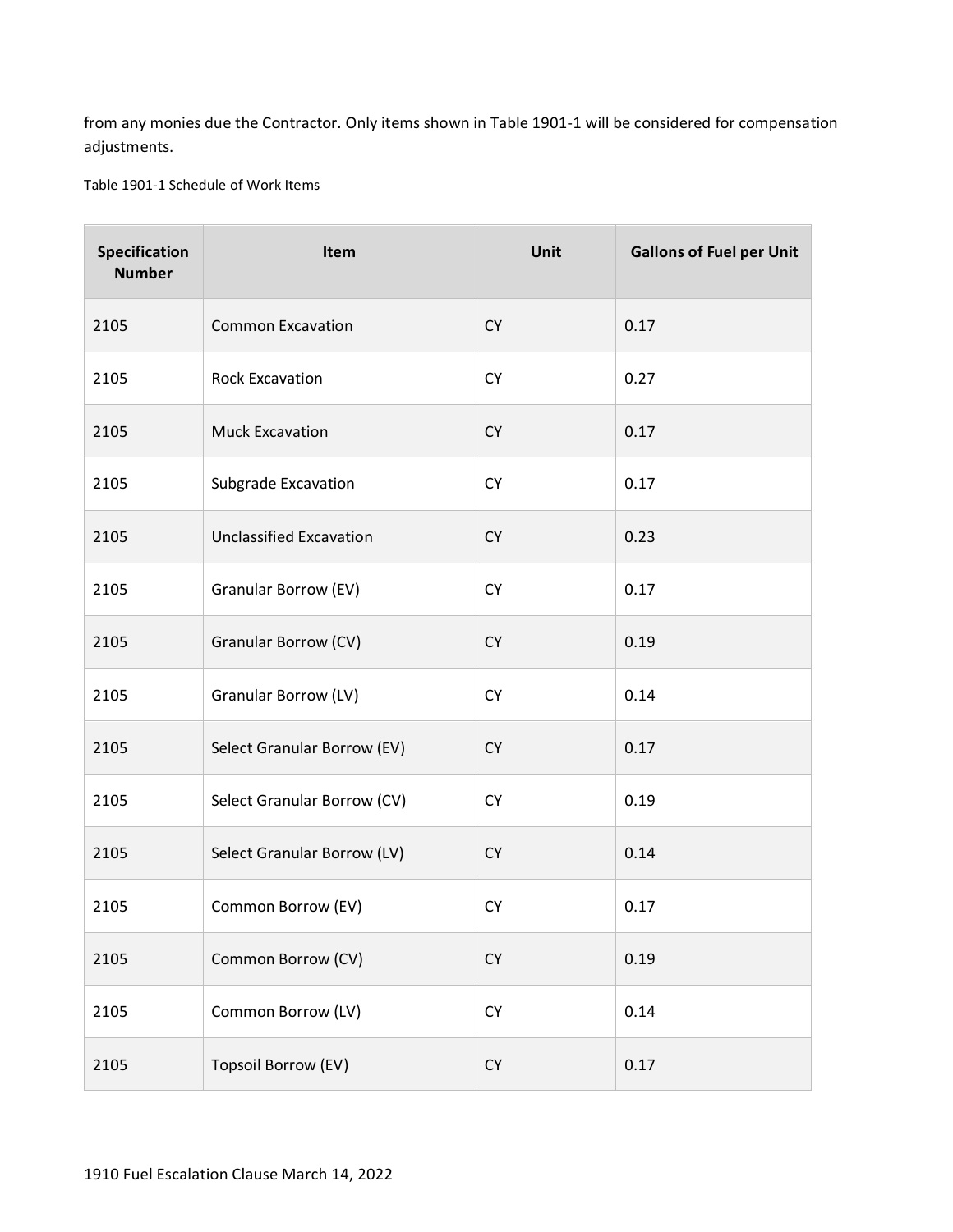from any monies due the Contractor. Only items shown in Table 1901-1 will be considered for compensation adjustments.

Table 1901-1 Schedule of Work Items

| Specification Number | Item | Unit | Gallons of Fuel per Unit |
|---|---|---|---|
| 2105 | Common Excavation | CY | 0.17 |
| 2105 | Rock Excavation | CY | 0.27 |
| 2105 | Muck Excavation | CY | 0.17 |
| 2105 | Subgrade Excavation | CY | 0.17 |
| 2105 | Unclassified Excavation | CY | 0.23 |
| 2105 | Granular Borrow (EV) | CY | 0.17 |
| 2105 | Granular Borrow (CV) | CY | 0.19 |
| 2105 | Granular Borrow (LV) | CY | 0.14 |
| 2105 | Select Granular Borrow (EV) | CY | 0.17 |
| 2105 | Select Granular Borrow (CV) | CY | 0.19 |
| 2105 | Select Granular Borrow (LV) | CY | 0.14 |
| 2105 | Common Borrow (EV) | CY | 0.17 |
| 2105 | Common Borrow (CV) | CY | 0.19 |
| 2105 | Common Borrow (LV) | CY | 0.14 |
| 2105 | Topsoil Borrow (EV) | CY | 0.17 |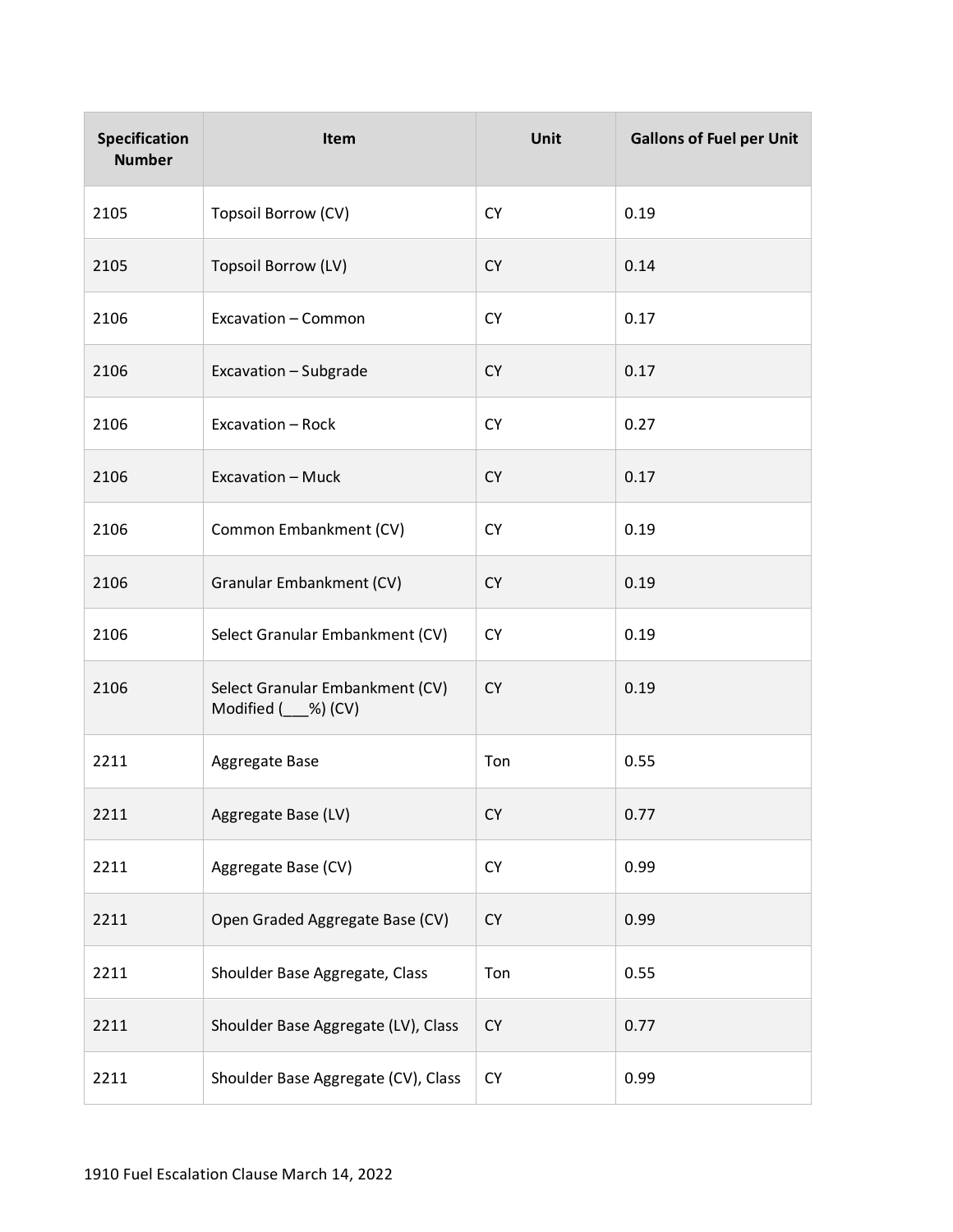| Specification Number | Item | Unit | Gallons of Fuel per Unit |
|---|---|---|---|
| 2105 | Topsoil Borrow (CV) | CY | 0.19 |
| 2105 | Topsoil Borrow (LV) | CY | 0.14 |
| 2106 | Excavation – Common | CY | 0.17 |
| 2106 | Excavation – Subgrade | CY | 0.17 |
| 2106 | Excavation – Rock | CY | 0.27 |
| 2106 | Excavation – Muck | CY | 0.17 |
| 2106 | Common Embankment (CV) | CY | 0.19 |
| 2106 | Granular Embankment (CV) | CY | 0.19 |
| 2106 | Select Granular Embankment (CV) | CY | 0.19 |
| 2106 | Select Granular Embankment (CV) Modified (___%) (CV) | CY | 0.19 |
| 2211 | Aggregate Base | Ton | 0.55 |
| 2211 | Aggregate Base (LV) | CY | 0.77 |
| 2211 | Aggregate Base (CV) | CY | 0.99 |
| 2211 | Open Graded Aggregate Base (CV) | CY | 0.99 |
| 2211 | Shoulder Base Aggregate, Class | Ton | 0.55 |
| 2211 | Shoulder Base Aggregate (LV), Class | CY | 0.77 |
| 2211 | Shoulder Base Aggregate (CV), Class | CY | 0.99 |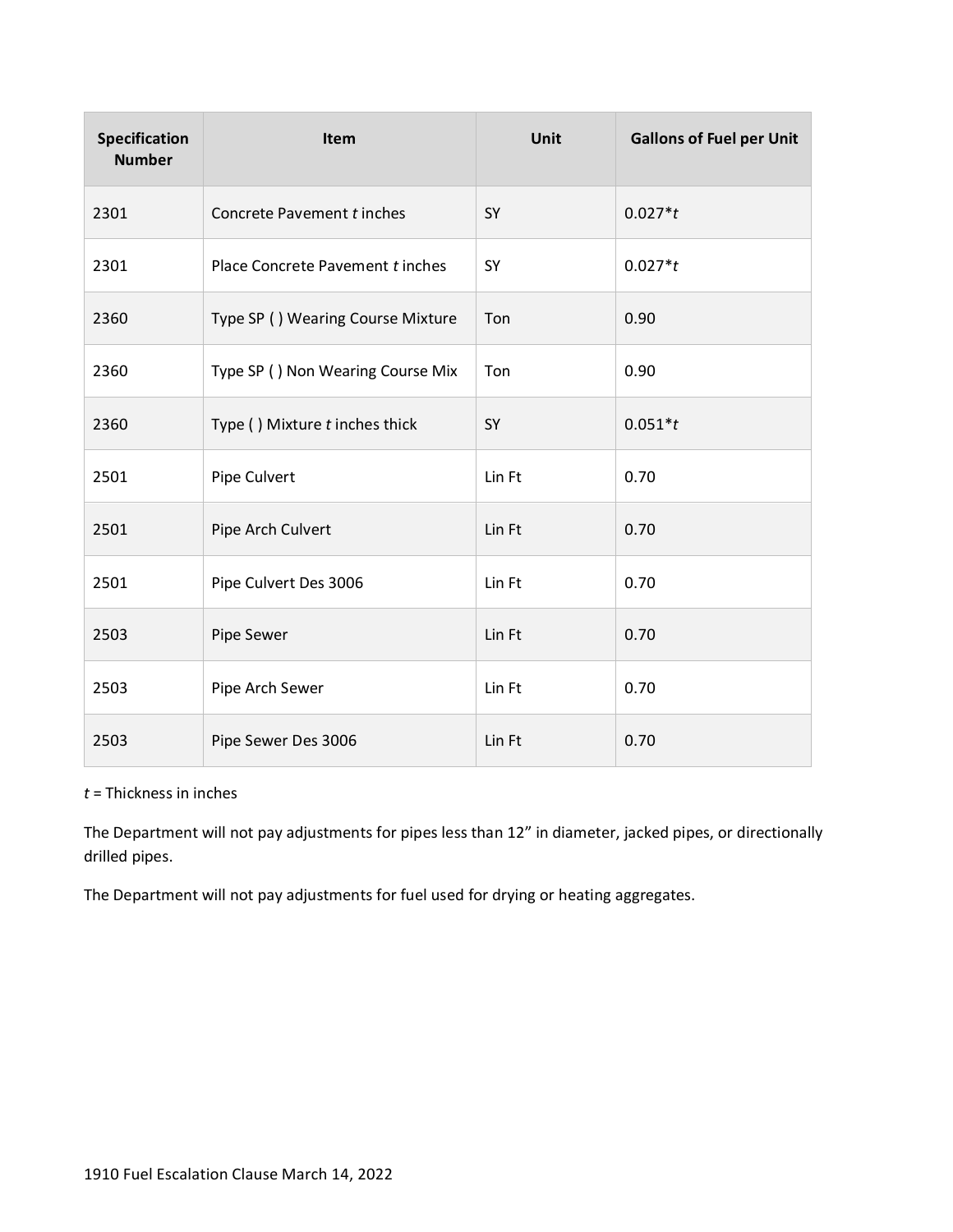| Specification Number | Item | Unit | Gallons of Fuel per Unit |
|---|---|---|---|
| 2301 | Concrete Pavement *t* inches | SY | $0.027*t$ |
| 2301 | Place Concrete Pavement *t* inches | SY | $0.027*t$ |
| 2360 | Type SP ( ) Wearing Course Mixture | Ton | 0.90 |
| 2360 | Type SP ( ) Non Wearing Course Mix | Ton | 0.90 |
| 2360 | Type ( ) Mixture *t* inches thick | SY | $0.051*t$ |
| 2501 | Pipe Culvert | Lin Ft | 0.70 |
| 2501 | Pipe Arch Culvert | Lin Ft | 0.70 |
| 2501 | Pipe Culvert Des 3006 | Lin Ft | 0.70 |
| 2503 | Pipe Sewer | Lin Ft | 0.70 |
| 2503 | Pipe Arch Sewer | Lin Ft | 0.70 |
| 2503 | Pipe Sewer Des 3006 | Lin Ft | 0.70 |

$t$ = Thickness in inches

The Department will not pay adjustments for pipes less than 12" in diameter, jacked pipes, or directionally drilled pipes.

The Department will not pay adjustments for fuel used for drying or heating aggregates.